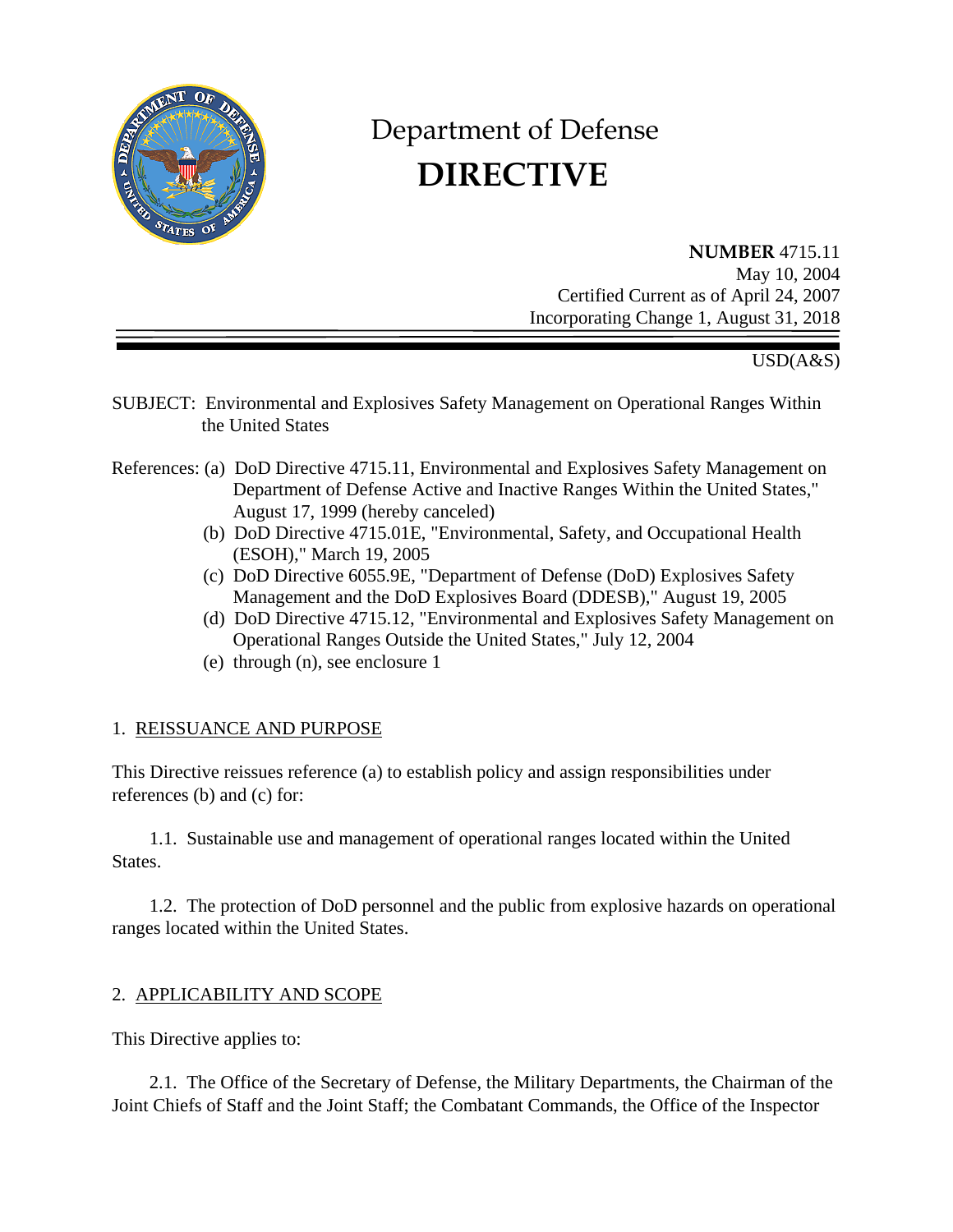# Department of Defense

# DIRECTIVE

**NUMBER** 4715.11
May 10, 2004
Certified Current as of April 24, 2007
Incorporating Change 1, August 31, 2018

USD(A&S)

SUBJECT: Environmental and Explosives Safety Management on Operational Ranges Within the United States

References: (a) DoD Directive 4715.11, Environmental and Explosives Safety Management on Department of Defense Active and Inactive Ranges Within the United States," August 17, 1999 (hereby canceled)
(b) DoD Directive 4715.01E, "Environmental, Safety, and Occupational Health (ESOH)," March 19, 2005
(c) DoD Directive 6055.9E, "Department of Defense (DoD) Explosives Safety Management and the DoD Explosives Board (DDESB)," August 19, 2005
(d) DoD Directive 4715.12, "Environmental and Explosives Safety Management on Operational Ranges Outside the United States," July 12, 2004
(e) through (n), see enclosure 1

## 1. REISSUANCE AND PURPOSE

This Directive reissues reference (a) to establish policy and assign responsibilities under references (b) and (c) for:

1.1. Sustainable use and management of operational ranges located within the United States.

1.2. The protection of DoD personnel and the public from explosive hazards on operational ranges located within the United States.

## 2. APPLICABILITY AND SCOPE

This Directive applies to:

2.1. The Office of the Secretary of Defense, the Military Departments, the Chairman of the Joint Chiefs of Staff and the Joint Staff; the Combatant Commands, the Office of the Inspector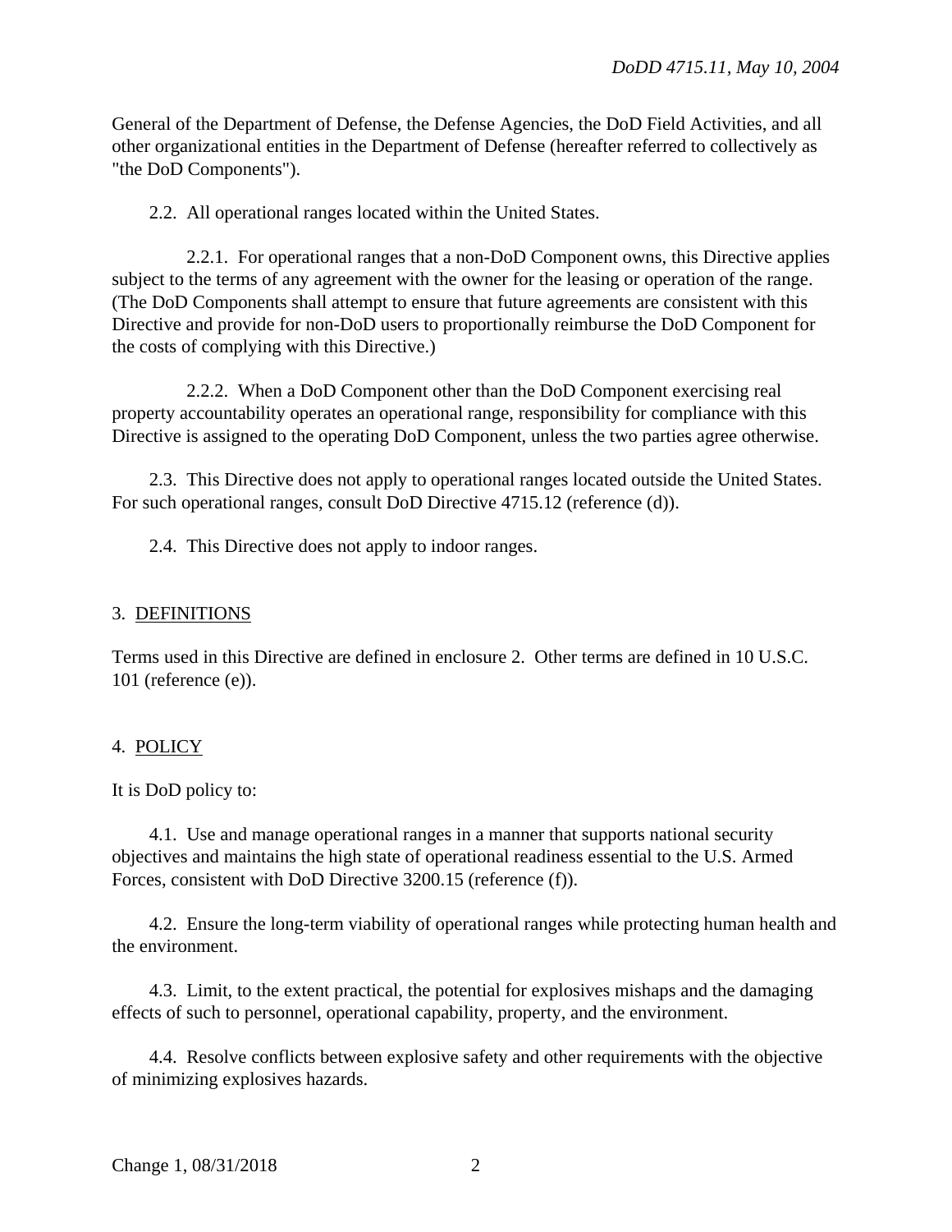General of the Department of Defense, the Defense Agencies, the DoD Field Activities, and all other organizational entities in the Department of Defense (hereafter referred to collectively as "the DoD Components").

2.2. All operational ranges located within the United States.

2.2.1. For operational ranges that a non-DoD Component owns, this Directive applies subject to the terms of any agreement with the owner for the leasing or operation of the range. (The DoD Components shall attempt to ensure that future agreements are consistent with this Directive and provide for non-DoD users to proportionally reimburse the DoD Component for the costs of complying with this Directive.)

2.2.2. When a DoD Component other than the DoD Component exercising real property accountability operates an operational range, responsibility for compliance with this Directive is assigned to the operating DoD Component, unless the two parties agree otherwise.

2.3. This Directive does not apply to operational ranges located outside the United States. For such operational ranges, consult DoD Directive 4715.12 (reference (d)).

2.4. This Directive does not apply to indoor ranges.

## 3. DEFINITIONS

Terms used in this Directive are defined in enclosure 2. Other terms are defined in 10 U.S.C. 101 (reference (e)).

## 4. POLICY

It is DoD policy to:

4.1. Use and manage operational ranges in a manner that supports national security objectives and maintains the high state of operational readiness essential to the U.S. Armed Forces, consistent with DoD Directive 3200.15 (reference (f)).

4.2. Ensure the long-term viability of operational ranges while protecting human health and the environment.

4.3. Limit, to the extent practical, the potential for explosives mishaps and the damaging effects of such to personnel, operational capability, property, and the environment.

4.4. Resolve conflicts between explosive safety and other requirements with the objective of minimizing explosives hazards.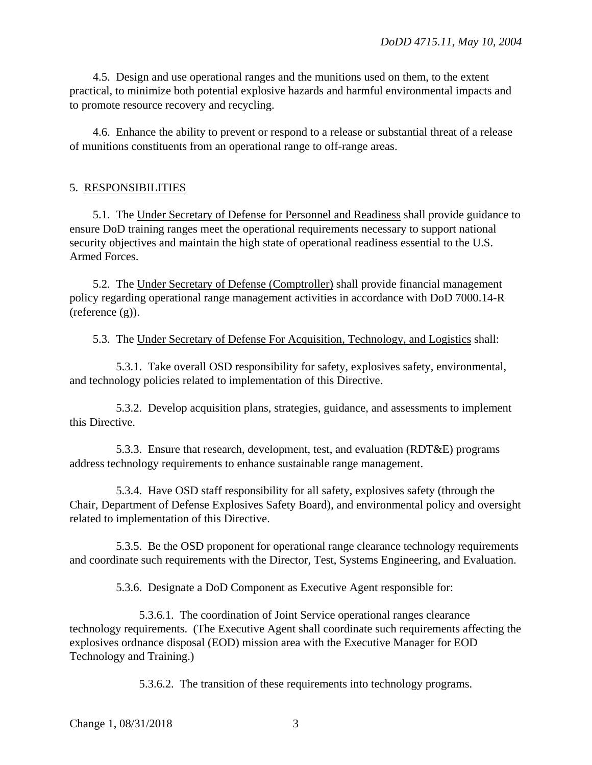4.5. Design and use operational ranges and the munitions used on them, to the extent practical, to minimize both potential explosive hazards and harmful environmental impacts and to promote resource recovery and recycling.

4.6. Enhance the ability to prevent or respond to a release or substantial threat of a release of munitions constituents from an operational range to off-range areas.

## 5. RESPONSIBILITIES

5.1. The Under Secretary of Defense for Personnel and Readiness shall provide guidance to ensure DoD training ranges meet the operational requirements necessary to support national security objectives and maintain the high state of operational readiness essential to the U.S. Armed Forces.

5.2. The Under Secretary of Defense (Comptroller) shall provide financial management policy regarding operational range management activities in accordance with DoD 7000.14-R (reference (g)).

5.3. The Under Secretary of Defense For Acquisition, Technology, and Logistics shall:

5.3.1. Take overall OSD responsibility for safety, explosives safety, environmental, and technology policies related to implementation of this Directive.

5.3.2. Develop acquisition plans, strategies, guidance, and assessments to implement this Directive.

5.3.3. Ensure that research, development, test, and evaluation (RDT&E) programs address technology requirements to enhance sustainable range management.

5.3.4. Have OSD staff responsibility for all safety, explosives safety (through the Chair, Department of Defense Explosives Safety Board), and environmental policy and oversight related to implementation of this Directive.

5.3.5. Be the OSD proponent for operational range clearance technology requirements and coordinate such requirements with the Director, Test, Systems Engineering, and Evaluation.

5.3.6. Designate a DoD Component as Executive Agent responsible for:

5.3.6.1. The coordination of Joint Service operational ranges clearance technology requirements. (The Executive Agent shall coordinate such requirements affecting the explosives ordnance disposal (EOD) mission area with the Executive Manager for EOD Technology and Training.)

5.3.6.2. The transition of these requirements into technology programs.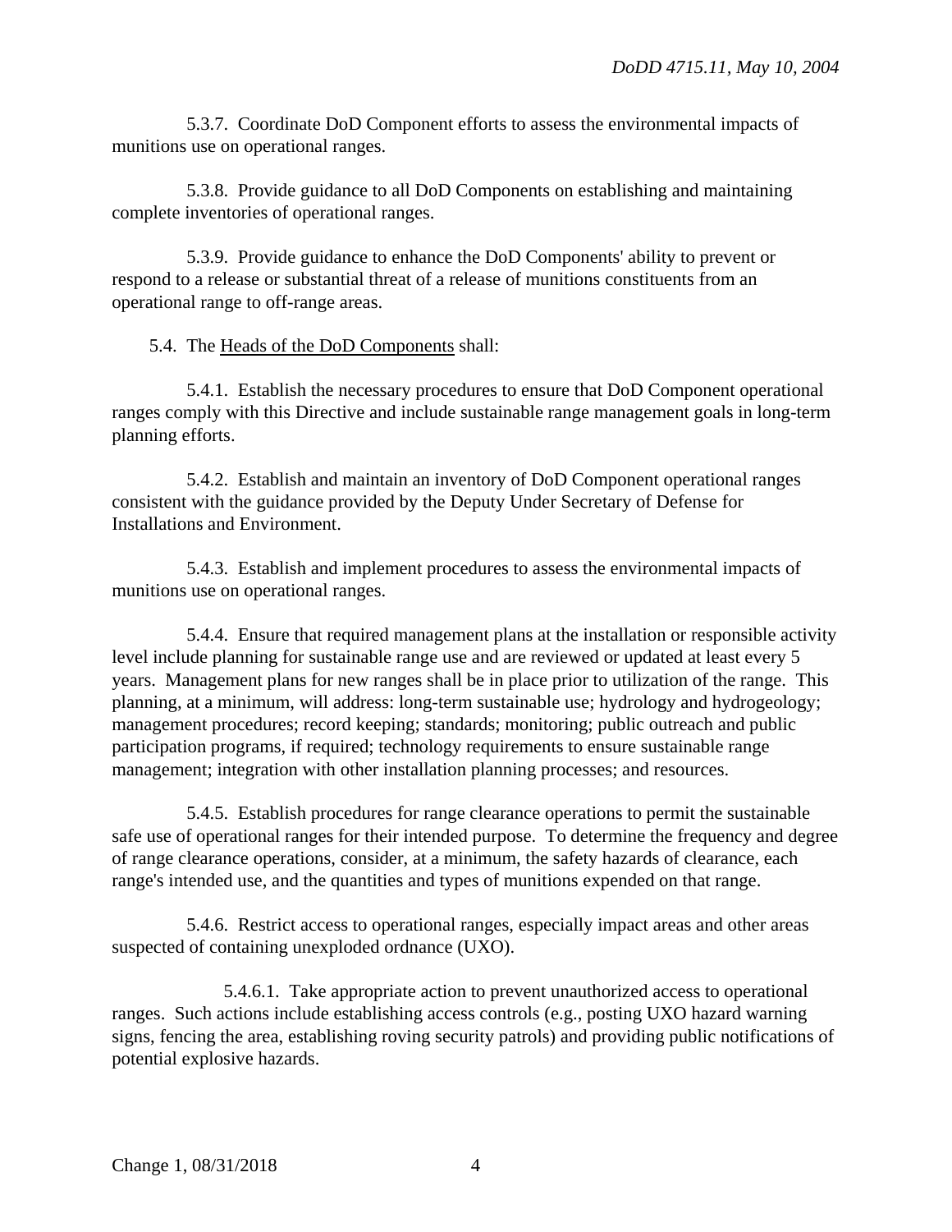5.3.7. Coordinate DoD Component efforts to assess the environmental impacts of munitions use on operational ranges.

5.3.8. Provide guidance to all DoD Components on establishing and maintaining complete inventories of operational ranges.

5.3.9. Provide guidance to enhance the DoD Components' ability to prevent or respond to a release or substantial threat of a release of munitions constituents from an operational range to off-range areas.

5.4. The Heads of the DoD Components shall:

5.4.1. Establish the necessary procedures to ensure that DoD Component operational ranges comply with this Directive and include sustainable range management goals in long-term planning efforts.

5.4.2. Establish and maintain an inventory of DoD Component operational ranges consistent with the guidance provided by the Deputy Under Secretary of Defense for Installations and Environment.

5.4.3. Establish and implement procedures to assess the environmental impacts of munitions use on operational ranges.

5.4.4. Ensure that required management plans at the installation or responsible activity level include planning for sustainable range use and are reviewed or updated at least every 5 years. Management plans for new ranges shall be in place prior to utilization of the range. This planning, at a minimum, will address: long-term sustainable use; hydrology and hydrogeology; management procedures; record keeping; standards; monitoring; public outreach and public participation programs, if required; technology requirements to ensure sustainable range management; integration with other installation planning processes; and resources.

5.4.5. Establish procedures for range clearance operations to permit the sustainable safe use of operational ranges for their intended purpose. To determine the frequency and degree of range clearance operations, consider, at a minimum, the safety hazards of clearance, each range's intended use, and the quantities and types of munitions expended on that range.

5.4.6. Restrict access to operational ranges, especially impact areas and other areas suspected of containing unexploded ordnance (UXO).

5.4.6.1. Take appropriate action to prevent unauthorized access to operational ranges. Such actions include establishing access controls (e.g., posting UXO hazard warning signs, fencing the area, establishing roving security patrols) and providing public notifications of potential explosive hazards.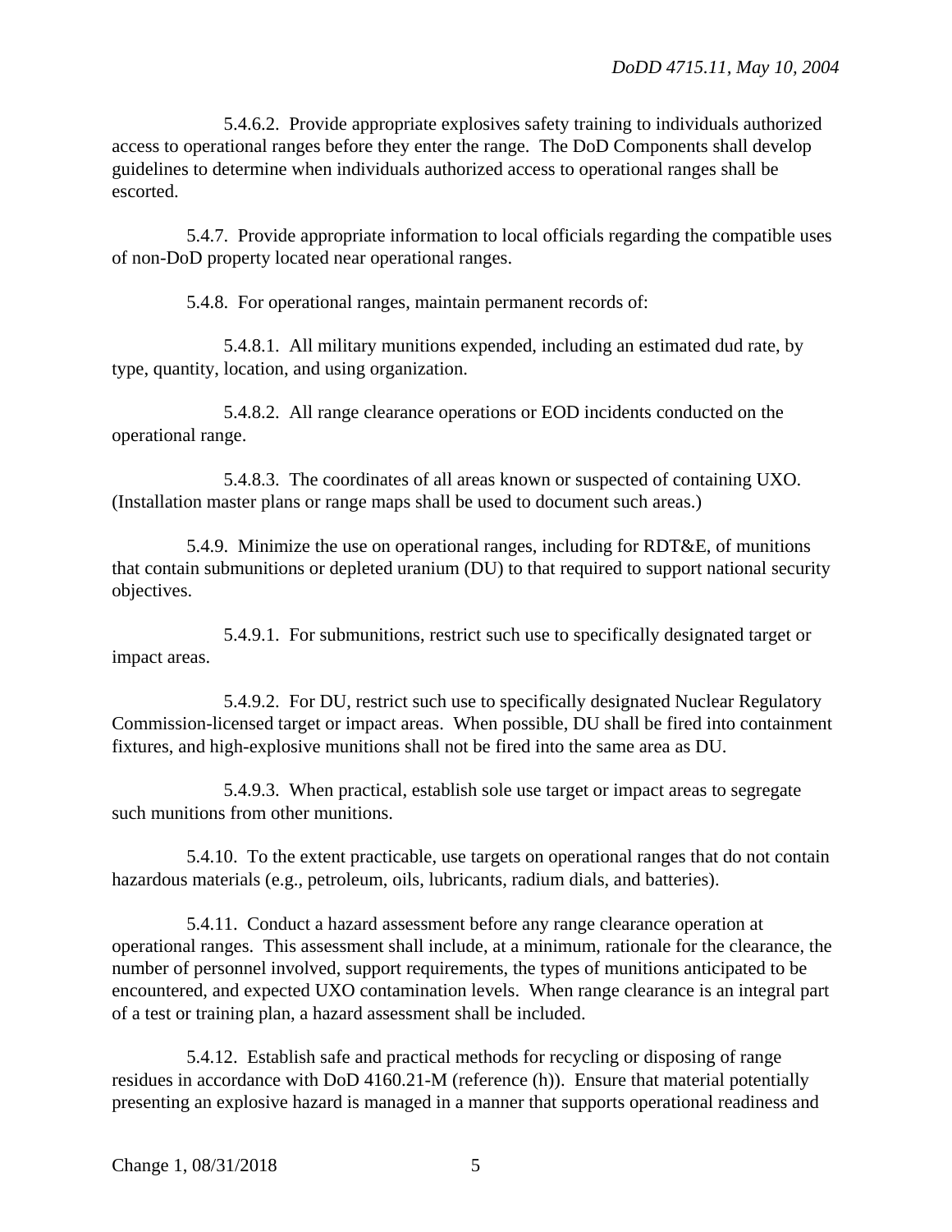5.4.6.2. Provide appropriate explosives safety training to individuals authorized access to operational ranges before they enter the range. The DoD Components shall develop guidelines to determine when individuals authorized access to operational ranges shall be escorted.

5.4.7. Provide appropriate information to local officials regarding the compatible uses of non-DoD property located near operational ranges.

5.4.8. For operational ranges, maintain permanent records of:

5.4.8.1. All military munitions expended, including an estimated dud rate, by type, quantity, location, and using organization.

5.4.8.2. All range clearance operations or EOD incidents conducted on the operational range.

5.4.8.3. The coordinates of all areas known or suspected of containing UXO. (Installation master plans or range maps shall be used to document such areas.)

5.4.9. Minimize the use on operational ranges, including for RDT&E, of munitions that contain submunitions or depleted uranium (DU) to that required to support national security objectives.

5.4.9.1. For submunitions, restrict such use to specifically designated target or impact areas.

5.4.9.2. For DU, restrict such use to specifically designated Nuclear Regulatory Commission-licensed target or impact areas. When possible, DU shall be fired into containment fixtures, and high-explosive munitions shall not be fired into the same area as DU.

5.4.9.3. When practical, establish sole use target or impact areas to segregate such munitions from other munitions.

5.4.10. To the extent practicable, use targets on operational ranges that do not contain hazardous materials (e.g., petroleum, oils, lubricants, radium dials, and batteries).

5.4.11. Conduct a hazard assessment before any range clearance operation at operational ranges. This assessment shall include, at a minimum, rationale for the clearance, the number of personnel involved, support requirements, the types of munitions anticipated to be encountered, and expected UXO contamination levels. When range clearance is an integral part of a test or training plan, a hazard assessment shall be included.

5.4.12. Establish safe and practical methods for recycling or disposing of range residues in accordance with DoD 4160.21-M (reference (h)). Ensure that material potentially presenting an explosive hazard is managed in a manner that supports operational readiness and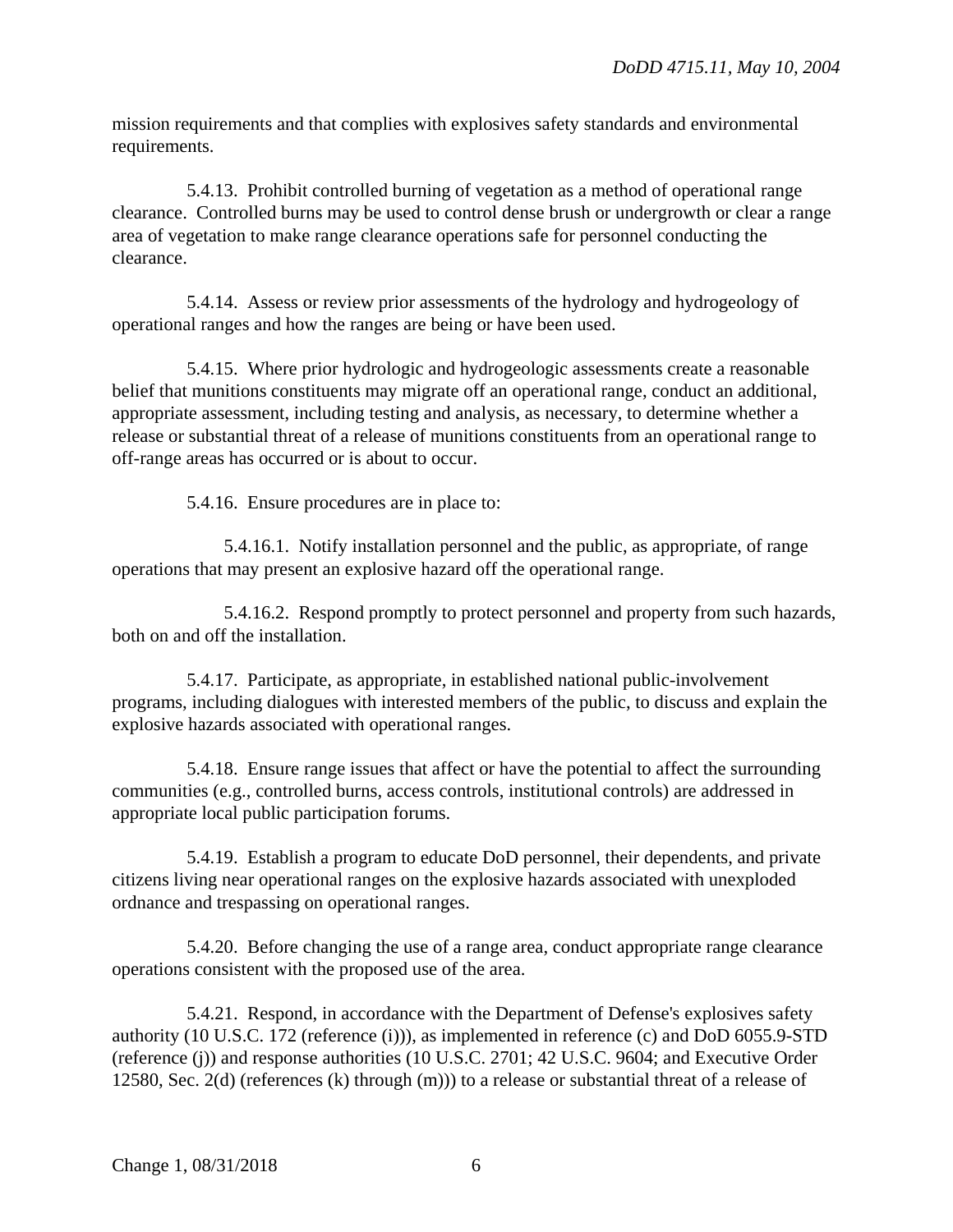mission requirements and that complies with explosives safety standards and environmental requirements.

5.4.13. Prohibit controlled burning of vegetation as a method of operational range clearance. Controlled burns may be used to control dense brush or undergrowth or clear a range area of vegetation to make range clearance operations safe for personnel conducting the clearance.

5.4.14. Assess or review prior assessments of the hydrology and hydrogeology of operational ranges and how the ranges are being or have been used.

5.4.15. Where prior hydrologic and hydrogeologic assessments create a reasonable belief that munitions constituents may migrate off an operational range, conduct an additional, appropriate assessment, including testing and analysis, as necessary, to determine whether a release or substantial threat of a release of munitions constituents from an operational range to off-range areas has occurred or is about to occur.

5.4.16. Ensure procedures are in place to:

5.4.16.1. Notify installation personnel and the public, as appropriate, of range operations that may present an explosive hazard off the operational range.

5.4.16.2. Respond promptly to protect personnel and property from such hazards, both on and off the installation.

5.4.17. Participate, as appropriate, in established national public-involvement programs, including dialogues with interested members of the public, to discuss and explain the explosive hazards associated with operational ranges.

5.4.18. Ensure range issues that affect or have the potential to affect the surrounding communities (e.g., controlled burns, access controls, institutional controls) are addressed in appropriate local public participation forums.

5.4.19. Establish a program to educate DoD personnel, their dependents, and private citizens living near operational ranges on the explosive hazards associated with unexploded ordnance and trespassing on operational ranges.

5.4.20. Before changing the use of a range area, conduct appropriate range clearance operations consistent with the proposed use of the area.

5.4.21. Respond, in accordance with the Department of Defense's explosives safety authority (10 U.S.C. 172 (reference (i))), as implemented in reference (c) and DoD 6055.9-STD (reference (j)) and response authorities (10 U.S.C. 2701; 42 U.S.C. 9604; and Executive Order 12580, Sec. 2(d) (references (k) through (m))) to a release or substantial threat of a release of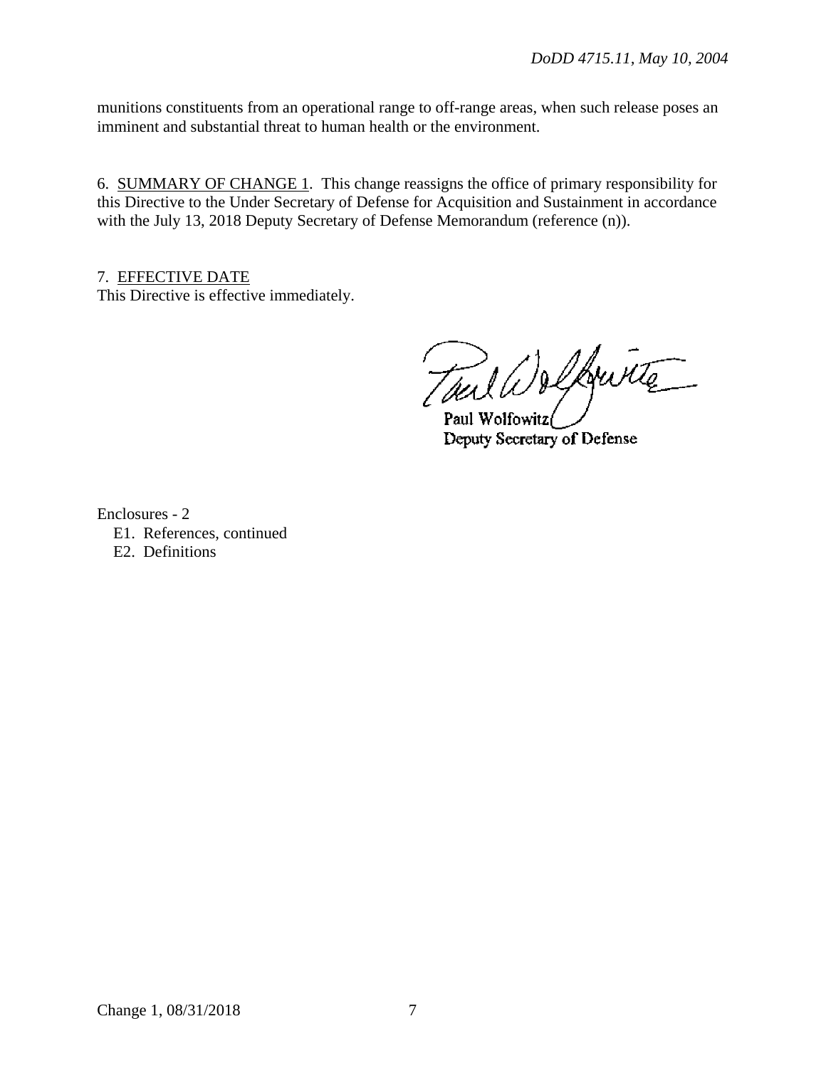munitions constituents from an operational range to off-range areas, when such release poses an imminent and substantial threat to human health or the environment.

6. <u>SUMMARY OF CHANGE 1</u>. This change reassigns the office of primary responsibility for this Directive to the Under Secretary of Defense for Acquisition and Sustainment in accordance with the July 13, 2018 Deputy Secretary of Defense Memorandum (reference (n)).

7. <u>EFFECTIVE DATE</u>
This Directive is effective immediately.

Paul Wolfowitz
Deputy Secretary of Defense

Enclosures - 2
E1. References, continued
E2. Definitions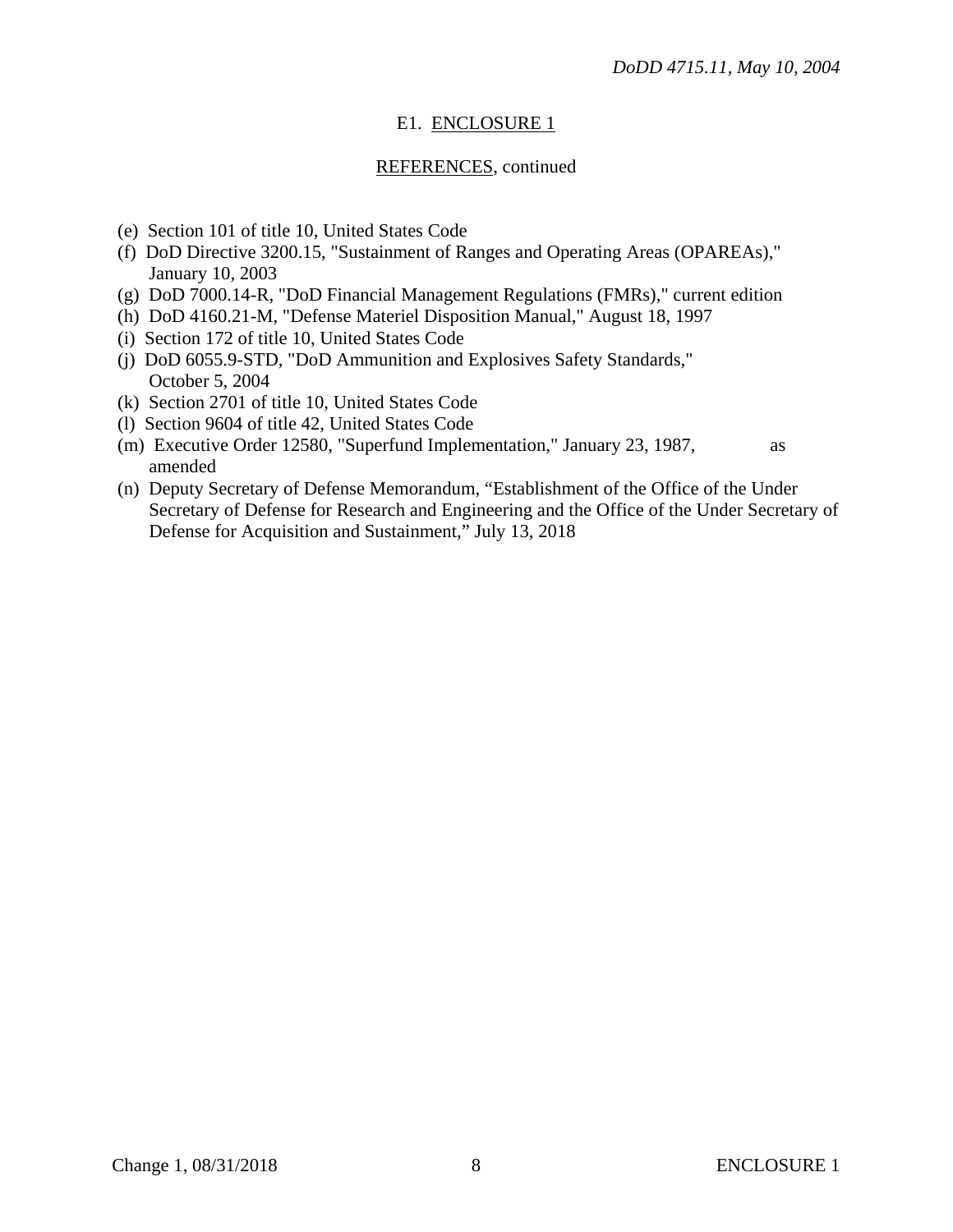E1. ENCLOSURE 1

REFERENCES, continued

(e) Section 101 of title 10, United States Code
(f) DoD Directive 3200.15, "Sustainment of Ranges and Operating Areas (OPAREAs)," January 10, 2003
(g) DoD 7000.14-R, "DoD Financial Management Regulations (FMRs)," current edition
(h) DoD 4160.21-M, "Defense Materiel Disposition Manual," August 18, 1997
(i) Section 172 of title 10, United States Code
(j) DoD 6055.9-STD, "DoD Ammunition and Explosives Safety Standards," October 5, 2004
(k) Section 2701 of title 10, United States Code
(l) Section 9604 of title 42, United States Code
(m) Executive Order 12580, "Superfund Implementation," January 23, 1987, as amended
(n) Deputy Secretary of Defense Memorandum, "Establishment of the Office of the Under Secretary of Defense for Research and Engineering and the Office of the Under Secretary of Defense for Acquisition and Sustainment," July 13, 2018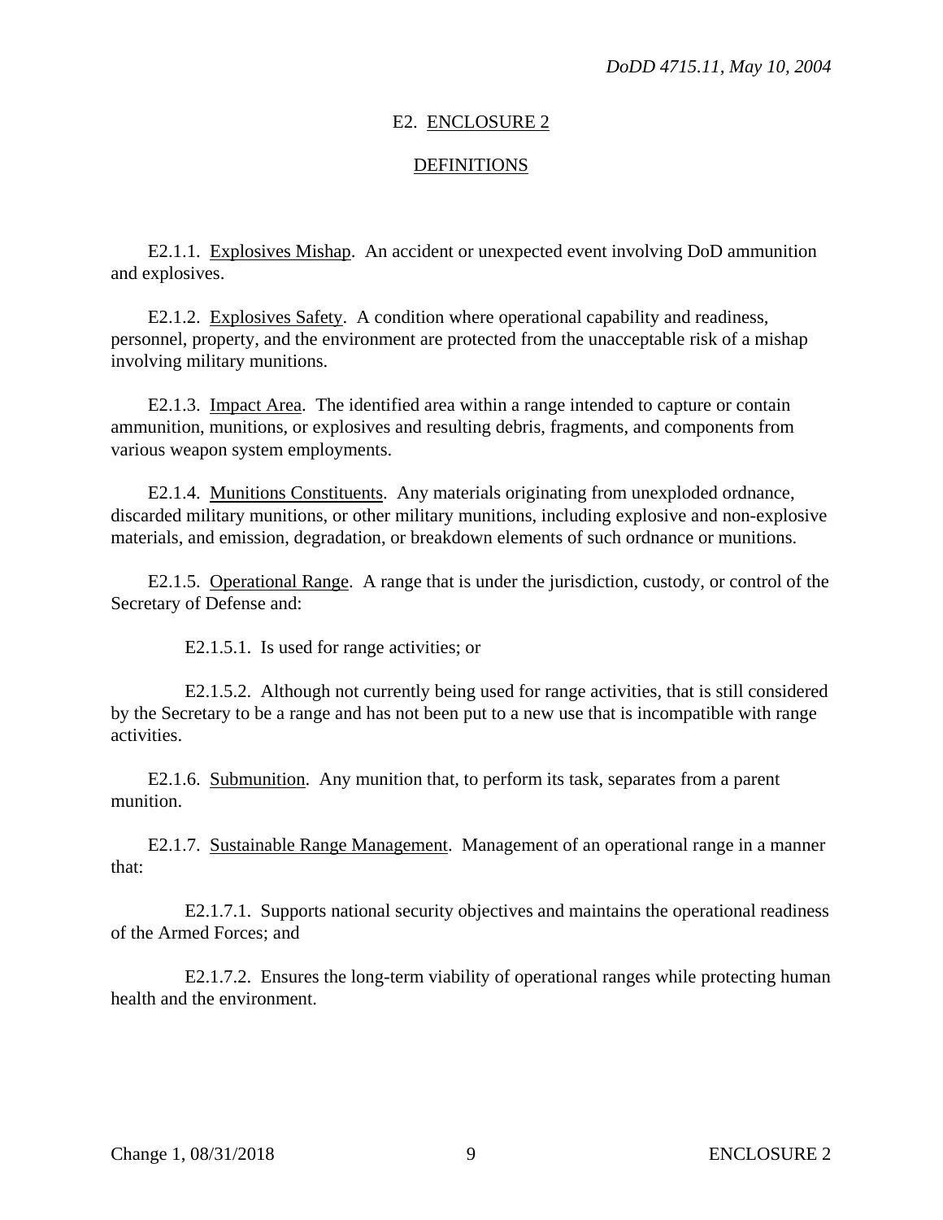## E2. ENCLOSURE 2

## DEFINITIONS

E2.1.1. Explosives Mishap. An accident or unexpected event involving DoD ammunition and explosives.

E2.1.2. Explosives Safety. A condition where operational capability and readiness, personnel, property, and the environment are protected from the unacceptable risk of a mishap involving military munitions.

E2.1.3. Impact Area. The identified area within a range intended to capture or contain ammunition, munitions, or explosives and resulting debris, fragments, and components from various weapon system employments.

E2.1.4. Munitions Constituents. Any materials originating from unexploded ordnance, discarded military munitions, or other military munitions, including explosive and non-explosive materials, and emission, degradation, or breakdown elements of such ordnance or munitions.

E2.1.5. Operational Range. A range that is under the jurisdiction, custody, or control of the Secretary of Defense and:

E2.1.5.1. Is used for range activities; or

E2.1.5.2. Although not currently being used for range activities, that is still considered by the Secretary to be a range and has not been put to a new use that is incompatible with range activities.

E2.1.6. Submunition. Any munition that, to perform its task, separates from a parent munition.

E2.1.7. Sustainable Range Management. Management of an operational range in a manner that:

E2.1.7.1. Supports national security objectives and maintains the operational readiness of the Armed Forces; and

E2.1.7.2. Ensures the long-term viability of operational ranges while protecting human health and the environment.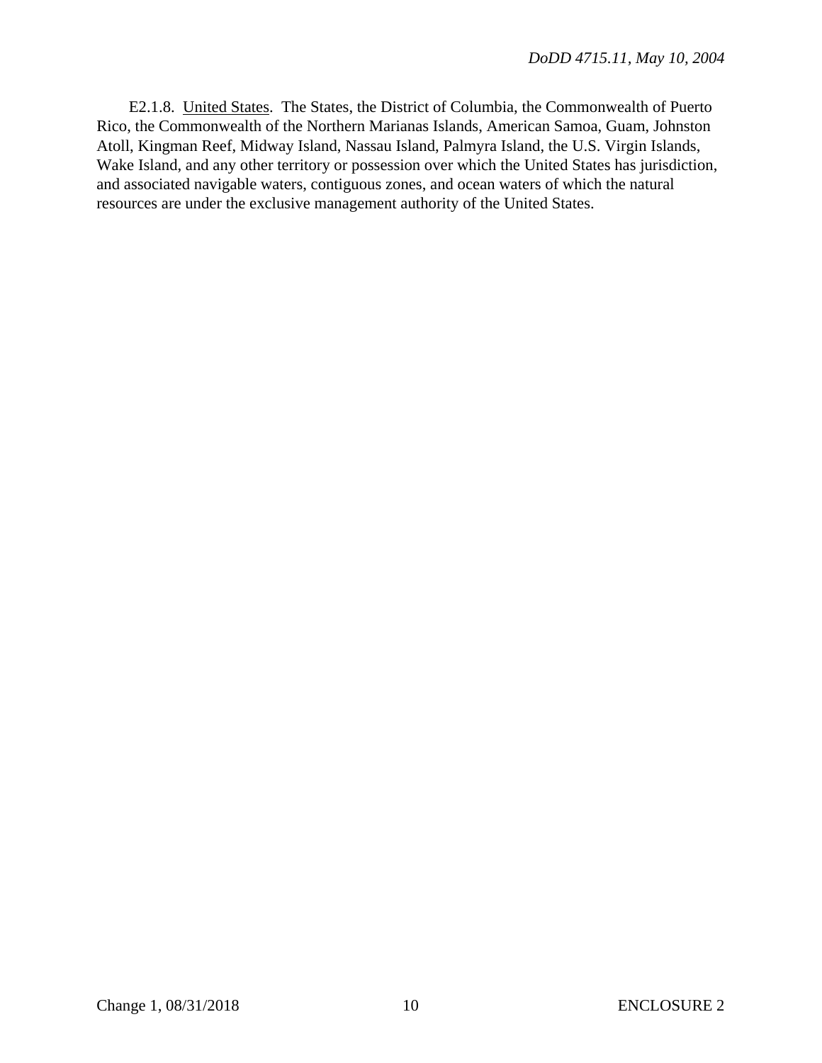E2.1.8. <u>United States</u>. The States, the District of Columbia, the Commonwealth of Puerto Rico, the Commonwealth of the Northern Marianas Islands, American Samoa, Guam, Johnston Atoll, Kingman Reef, Midway Island, Nassau Island, Palmyra Island, the U.S. Virgin Islands, Wake Island, and any other territory or possession over which the United States has jurisdiction, and associated navigable waters, contiguous zones, and ocean waters of which the natural resources are under the exclusive management authority of the United States.